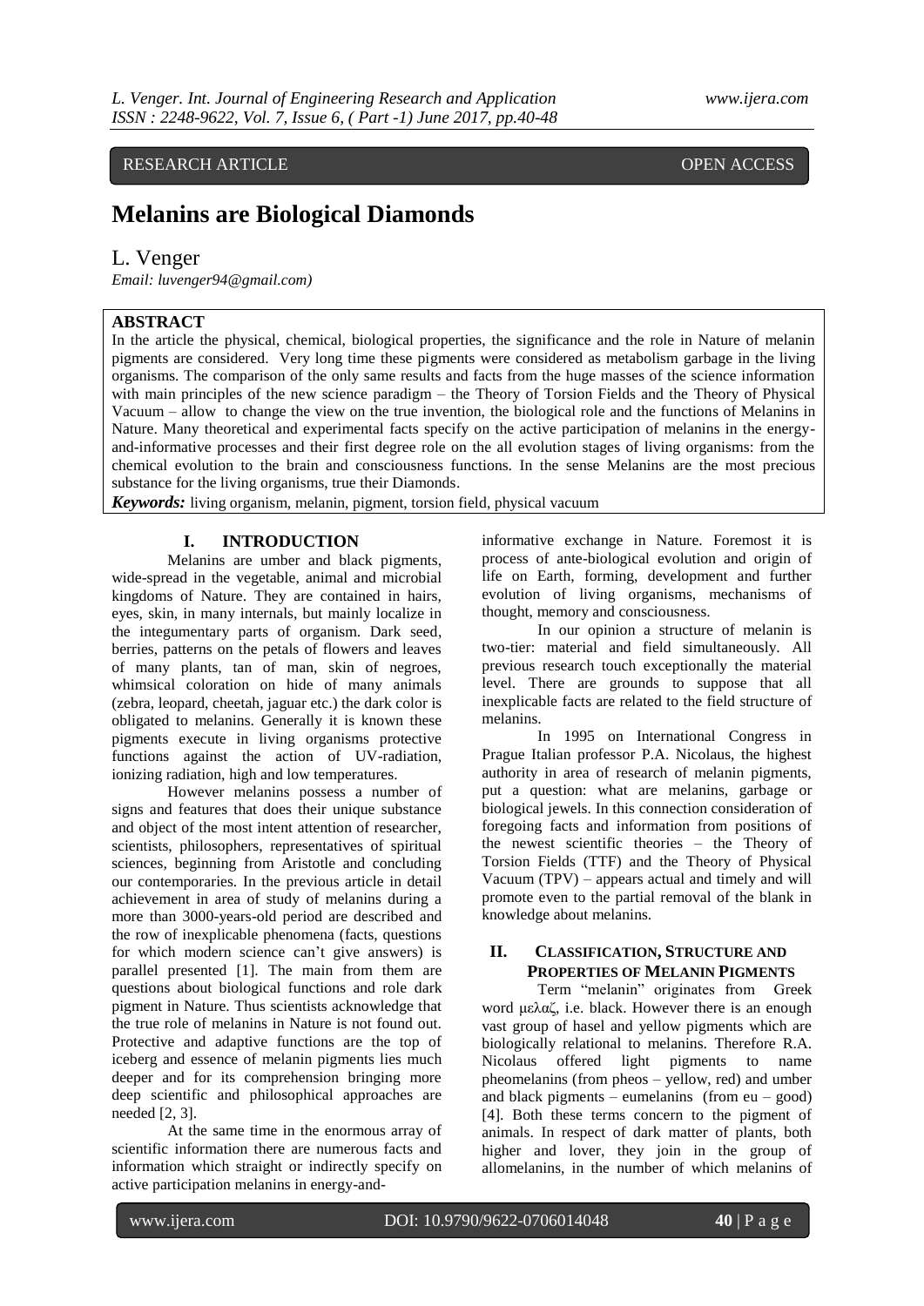RESEARCH ARTICLE OPEN ACCESS

# Melanins are Biological Diamonds

L. Venger

*Email: luvenger94@gmail.com)*

**ABSTRACT**

In the article the physical, chemical, biological properties, the significance and the role in Nature of melanin pigments are considered. Very long time these pigments were considered as metabolism garbage in the living organisms. The comparison of the only same results and facts from the huge masses of the science information with main principles of the new science paradigm – the Theory of Torsion Fields and the Theory of Physical Vacuum – allow to change the view on the true invention, the biological role and the functions of Melanins in Nature. Many theoretical and experimental facts specify on the active participation of melanins in the energy-and-informative processes and their first degree role on the all evolution stages of living organisms: from the chemical evolution to the brain and consciousness functions. In the sense Melanins are the most precious substance for the living organisms, true their Diamonds.

***Keywords:*** living organism, melanin, pigment, torsion field, physical vacuum

## I. INTRODUCTION

Melanins are umber and black pigments, wide-spread in the vegetable, animal and microbial kingdoms of Nature. They are contained in hairs, eyes, skin, in many internals, but mainly localize in the integumentary parts of organism. Dark seed, berries, patterns on the petals of flowers and leaves of many plants, tan of man, skin of negroes, whimsical coloration on hide of many animals (zebra, leopard, cheetah, jaguar etc.) the dark color is obligated to melanins. Generally it is known these pigments execute in living organisms protective functions against the action of UV-radiation, ionizing radiation, high and low temperatures.

However melanins possess a number of signs and features that does their unique substance and object of the most intent attention of researcher, scientists, philosophers, representatives of spiritual sciences, beginning from Aristotle and concluding our contemporaries. In the previous article in detail achievement in area of study of melanins during a more than 3000-years-old period are described and the row of inexplicable phenomena (facts, questions for which modern science can't give answers) is parallel presented [1]. The main from them are questions about biological functions and role dark pigment in Nature. Thus scientists acknowledge that the true role of melanins in Nature is not found out. Protective and adaptive functions are the top of iceberg and essence of melanin pigments lies much deeper and for its comprehension bringing more deep scientific and philosophical approaches are needed [2, 3].

At the same time in the enormous array of scientific information there are numerous facts and information which straight or indirectly specify on active participation melanins in energy-and-informative exchange in Nature. Foremost it is process of ante-biological evolution and origin of life on Earth, forming, development and further evolution of living organisms, mechanisms of thought, memory and consciousness.

In our opinion a structure of melanin is two-tier: material and field simultaneously. All previous research touch exceptionally the material level. There are grounds to suppose that all inexplicable facts are related to the field structure of melanins.

In 1995 on International Congress in Prague Italian professor P.A. Nicolaus, the highest authority in area of research of melanin pigments, put a question: what are melanins, garbage or biological jewels. In this connection consideration of foregoing facts and information from positions of the newest scientific theories – the Theory of Torsion Fields (TTF) and the Theory of Physical Vacuum (TPV) – appears actual and timely and will promote even to the partial removal of the blank in knowledge about melanins.

## II. Classification, Structure and Properties of Melanin Pigments

Term "melanin" originates from Greek word μελαζ, i.e. black. However there is an enough vast group of hasel and yellow pigments which are biologically relational to melanins. Therefore R.A. Nicolaus offered light pigments to name pheomelanins (from pheos – yellow, red) and umber and black pigments – eumelanins (from eu – good) [4]. Both these terms concern to the pigment of animals. In respect of dark matter of plants, both higher and lover, they join in the group of allomelanins, in the number of which melanins of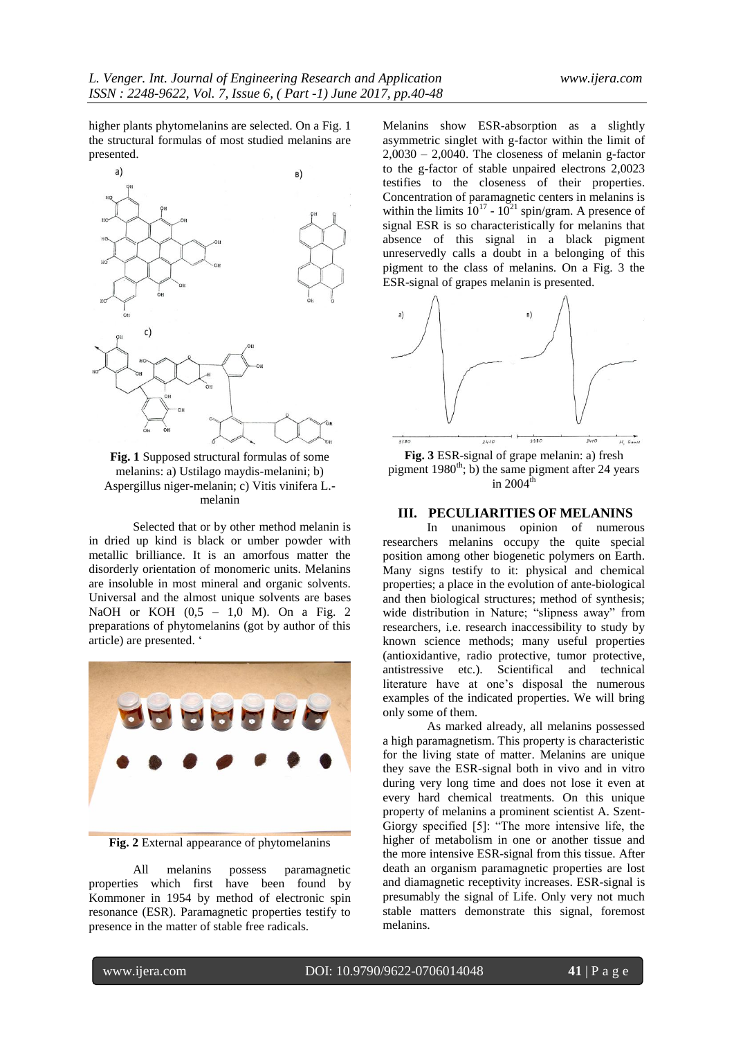higher plants phytomelanins are selected. On a Fig. 1 the structural formulas of most studied melanins are presented.

**Fig. 1** Supposed structural formulas of some melanins: a) Ustilago maydis-melanini; b) Aspergillus niger-melanin; c) Vitis vinifera L.-melanin

Selected that or by other method melanin is in dried up kind is black or umber powder with metallic brilliance. It is an amorfous matter the disorderly orientation of monomeric units. Melanins are insoluble in most mineral and organic solvents. Universal and the almost unique solvents are bases NaOH or KOH (0,5 – 1,0 M). On a Fig. 2 preparations of phytomelanins (got by author of this article) are presented. '

**Fig. 2** External appearance of phytomelanins

All melanins possess paramagnetic properties which first have been found by Kommoner in 1954 by method of electronic spin resonance (ESR). Paramagnetic properties testify to presence in the matter of stable free radicals.

Melanins show ESR-absorption as a slightly asymmetric singlet with g-factor within the limit of 2,0030 – 2,0040. The closeness of melanin g-factor to the g-factor of stable unpaired electrons 2,0023 testifies to the closeness of their properties. Concentration of paramagnetic centers in melanins is within the limits $10^{17}$ - $10^{21}$ spin/gram. A presence of signal ESR is so characteristically for melanins that absence of this signal in a black pigment unreservedly calls a doubt in a belonging of this pigment to the class of melanins. On a Fig. 3 the ESR-signal of grapes melanin is presented.

**Fig. 3** ESR-signal of grape melanin: a) fresh pigment 1980th; b) the same pigment after 24 years in 2004th

## III. PECULIARITIES OF MELANINS

In unanimous opinion of numerous researchers melanins occupy the quite special position among other biogenetic polymers on Earth. Many signs testify to it: physical and chemical properties; a place in the evolution of ante-biological and then biological structures; method of synthesis; wide distribution in Nature; "slipness away" from researchers, i.e. research inaccessibility to study by known science methods; many useful properties (antioxidantive, radio protective, tumor protective, antistressive etc.). Scientifical and technical literature have at one's disposal the numerous examples of the indicated properties. We will bring only some of them.

As marked already, all melanins possessed a high paramagnetism. This property is characteristic for the living state of matter. Melanins are unique they save the ESR-signal both in vivo and in vitro during very long time and does not lose it even at every hard chemical treatments. On this unique property of melanins a prominent scientist A. Szent-Giorgy specified [5]: "The more intensive life, the higher of metabolism in one or another tissue and the more intensive ESR-signal from this tissue. After death an organism paramagnetic properties are lost and diamagnetic receptivity increases. ESR-signal is presumably the signal of Life. Only very not much stable matters demonstrate this signal, foremost melanins.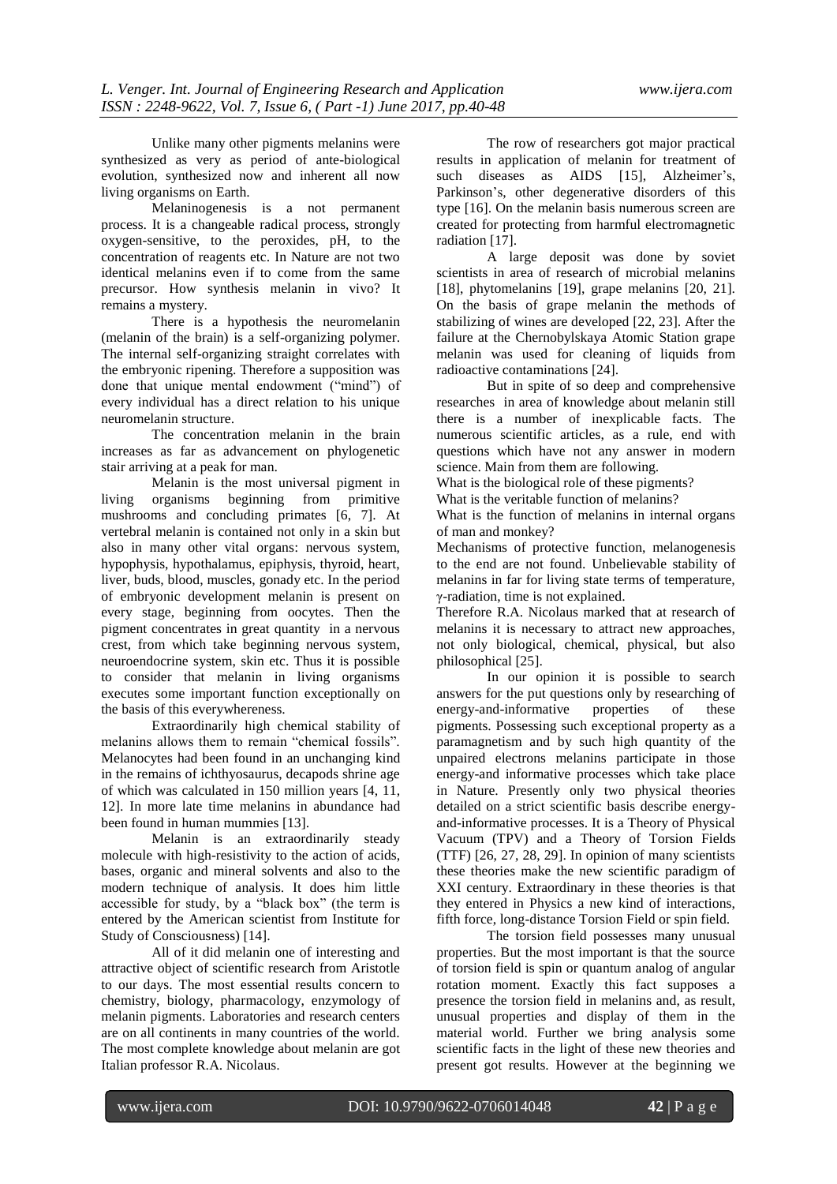Unlike many other pigments melanins were synthesized as very as period of ante-biological evolution, synthesized now and inherent all now living organisms on Earth.

Melaninogenesis is a not permanent process. It is a changeable radical process, strongly oxygen-sensitive, to the peroxides, pH, to the concentration of reagents etc. In Nature are not two identical melanins even if to come from the same precursor. How synthesis melanin in vivo? It remains a mystery.

There is a hypothesis the neuromelanin (melanin of the brain) is a self-organizing polymer. The internal self-organizing straight correlates with the embryonic ripening. Therefore a supposition was done that unique mental endowment ("mind") of every individual has a direct relation to his unique neuromelanin structure.

The concentration melanin in the brain increases as far as advancement on phylogenetic stair arriving at a peak for man.

Melanin is the most universal pigment in living organisms beginning from primitive mushrooms and concluding primates [6, 7]. At vertebral melanin is contained not only in a skin but also in many other vital organs: nervous system, hypophysis, hypothalamus, epiphysis, thyroid, heart, liver, buds, blood, muscles, gonady etc. In the period of embryonic development melanin is present on every stage, beginning from oocytes. Then the pigment concentrates in great quantity in a nervous crest, from which take beginning nervous system, neuroendocrine system, skin etc. Thus it is possible to consider that melanin in living organisms executes some important function exceptionally on the basis of this everywhereness.

Extraordinarily high chemical stability of melanins allows them to remain "chemical fossils". Melanocytes had been found in an unchanging kind in the remains of ichthyosaurus, decapods shrine age of which was calculated in 150 million years [4, 11, 12]. In more late time melanins in abundance had been found in human mummies [13].

Melanin is an extraordinarily steady molecule with high-resistivity to the action of acids, bases, organic and mineral solvents and also to the modern technique of analysis. It does him little accessible for study, by a "black box" (the term is entered by the American scientist from Institute for Study of Consciousness) [14].

All of it did melanin one of interesting and attractive object of scientific research from Aristotle to our days. The most essential results concern to chemistry, biology, pharmacology, enzymology of melanin pigments. Laboratories and research centers are on all continents in many countries of the world. The most complete knowledge about melanin are got Italian professor R.A. Nicolaus.

The row of researchers got major practical results in application of melanin for treatment of such diseases as AIDS [15], Alzheimer's, Parkinson's, other degenerative disorders of this type [16]. On the melanin basis numerous screen are created for protecting from harmful electromagnetic radiation [17].

A large deposit was done by soviet scientists in area of research of microbial melanins [18], phytomelanins [19], grape melanins [20, 21]. On the basis of grape melanin the methods of stabilizing of wines are developed [22, 23]. After the failure at the Chernobylskaya Atomic Station grape melanin was used for cleaning of liquids from radioactive contaminations [24].

But in spite of so deep and comprehensive researches in area of knowledge about melanin still there is a number of inexplicable facts. The numerous scientific articles, as a rule, end with questions which have not any answer in modern science. Main from them are following.

What is the biological role of these pigments?

What is the veritable function of melanins?

What is the function of melanins in internal organs of man and monkey?

Mechanisms of protective function, melanogenesis to the end are not found. Unbelievable stability of melanins in far for living state terms of temperature, γ-radiation, time is not explained.

Therefore R.A. Nicolaus marked that at research of melanins it is necessary to attract new approaches, not only biological, chemical, physical, but also philosophical [25].

In our opinion it is possible to search answers for the put questions only by researching of energy-and-informative properties of these pigments. Possessing such exceptional property as a paramagnetism and by such high quantity of the unpaired electrons melanins participate in those energy-and informative processes which take place in Nature. Presently only two physical theories detailed on a strict scientific basis describe energy-and-informative processes. It is a Theory of Physical Vacuum (TPV) and a Theory of Torsion Fields (TTF) [26, 27, 28, 29]. In opinion of many scientists these theories make the new scientific paradigm of XXI century. Extraordinary in these theories is that they entered in Physics a new kind of interactions, fifth force, long-distance Torsion Field or spin field.

The torsion field possesses many unusual properties. But the most important is that the source of torsion field is spin or quantum analog of angular rotation moment. Exactly this fact supposes a presence the torsion field in melanins and, as result, unusual properties and display of them in the material world. Further we bring analysis some scientific facts in the light of these new theories and present got results. However at the beginning we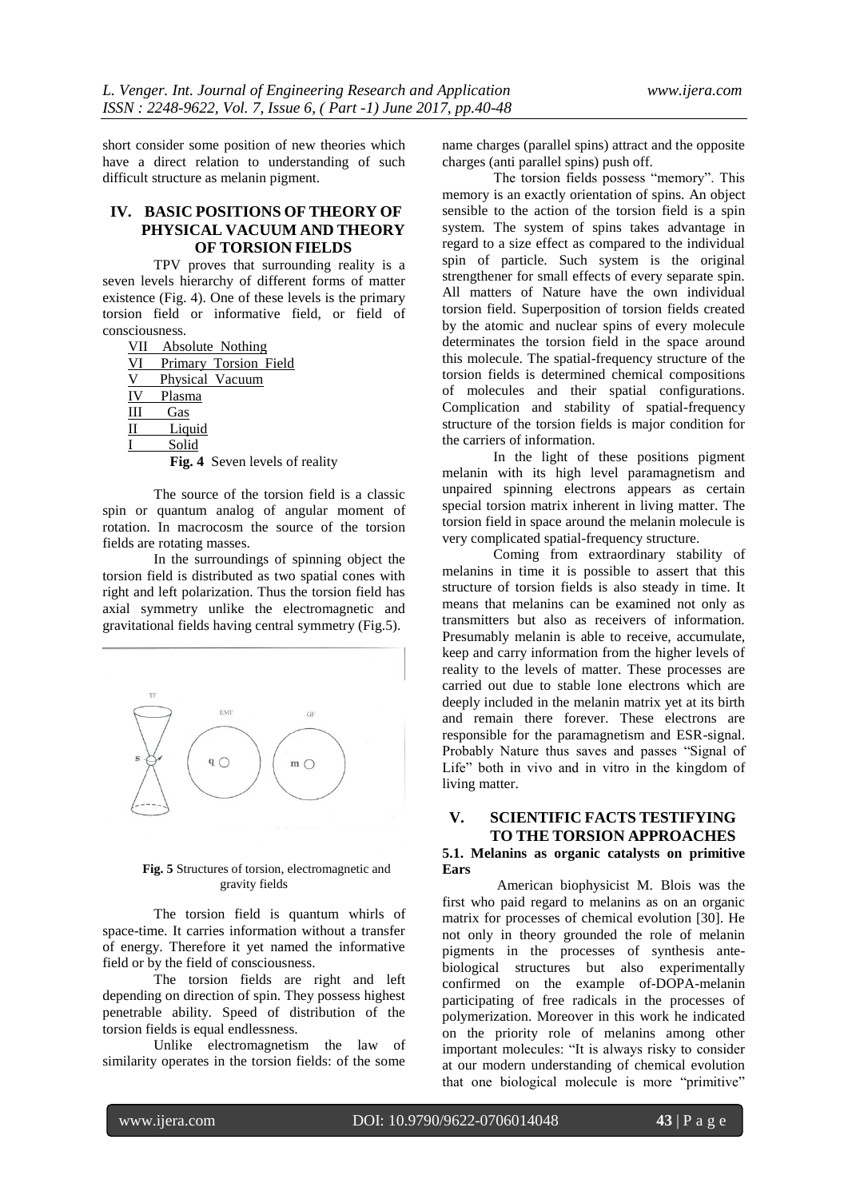short consider some position of new theories which have a direct relation to understanding of such difficult structure as melanin pigment.

## IV. BASIC POSITIONS OF THEORY OF PHYSICAL VACUUM AND THEORY OF TORSION FIELDS

TPV proves that surrounding reality is a seven levels hierarchy of different forms of matter existence (Fig. 4). One of these levels is the primary torsion field or informative field, or field of consciousness.

VII Absolute Nothing
VI Primary Torsion Field
V Physical Vacuum
IV Plasma
III Gas
II Liquid
I Solid

**Fig. 4** Seven levels of reality

The source of the torsion field is a classic spin or quantum analog of angular moment of rotation. In macrocosm the source of the torsion fields are rotating masses.

In the surroundings of spinning object the torsion field is distributed as two spatial cones with right and left polarization. Thus the torsion field has axial symmetry unlike the electromagnetic and gravitational fields having central symmetry (Fig.5).

**Fig. 5** Structures of torsion, electromagnetic and gravity fields

The torsion field is quantum whirls of space-time. It carries information without a transfer of energy. Therefore it yet named the informative field or by the field of consciousness.

The torsion fields are right and left depending on direction of spin. They possess highest penetrable ability. Speed of distribution of the torsion fields is equal endlessness.

Unlike electromagnetism the law of similarity operates in the torsion fields: of the some name charges (parallel spins) attract and the opposite charges (anti parallel spins) push off.

The torsion fields possess "memory". This memory is an exactly orientation of spins. An object sensible to the action of the torsion field is a spin system. The system of spins takes advantage in regard to a size effect as compared to the individual spin of particle. Such system is the original strengthener for small effects of every separate spin. All matters of Nature have the own individual torsion field. Superposition of torsion fields created by the atomic and nuclear spins of every molecule determinates the torsion field in the space around this molecule. The spatial-frequency structure of the torsion fields is determined chemical compositions of molecules and their spatial configurations. Complication and stability of spatial-frequency structure of the torsion fields is major condition for the carriers of information.

In the light of these positions pigment melanin with its high level paramagnetism and unpaired spinning electrons appears as certain special torsion matrix inherent in living matter. The torsion field in space around the melanin molecule is very complicated spatial-frequency structure.

Coming from extraordinary stability of melanins in time it is possible to assert that this structure of torsion fields is also steady in time. It means that melanins can be examined not only as transmitters but also as receivers of information. Presumably melanin is able to receive, accumulate, keep and carry information from the higher levels of reality to the levels of matter. These processes are carried out due to stable lone electrons which are deeply included in the melanin matrix yet at its birth and remain there forever. These electrons are responsible for the paramagnetism and ESR-signal. Probably Nature thus saves and passes "Signal of Life" both in vivo and in vitro in the kingdom of living matter.

## V. SCIENTIFIC FACTS TESTIFYING TO THE TORSION APPROACHES

### 5.1. Melanins as organic catalysts on primitive Ears

American biophysicist M. Blois was the first who paid regard to melanins as on an organic matrix for processes of chemical evolution [30]. He not only in theory grounded the role of melanin pigments in the processes of synthesis ante-biological structures but also experimentally confirmed on the example of-DOPA-melanin participating of free radicals in the processes of polymerization. Moreover in this work he indicated on the priority role of melanins among other important molecules: "It is always risky to consider at our modern understanding of chemical evolution that one biological molecule is more "primitive"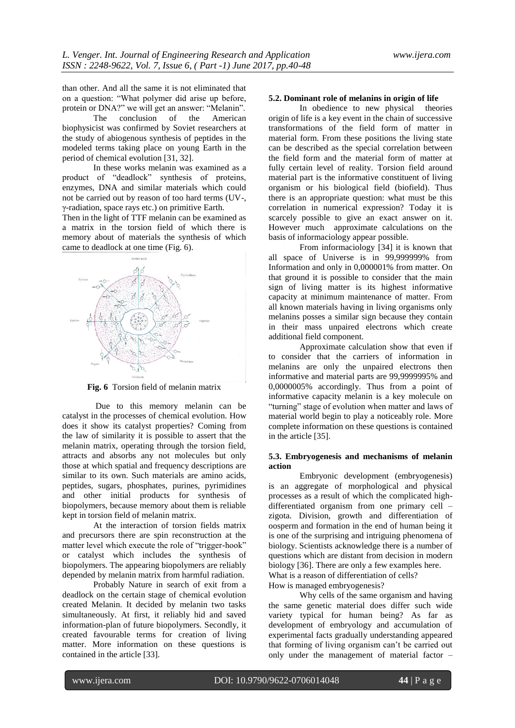than other. And all the same it is not eliminated that on a question: "What polymer did arise up before, protein or DNA?" we will get an answer: "Melanin".

The conclusion of the American biophysicist was confirmed by Soviet researchers at the study of abiogenous synthesis of peptides in the modeled terms taking place on young Earth in the period of chemical evolution [31, 32].

In these works melanin was examined as a product of "deadlock" synthesis of proteins, enzymes, DNA and similar materials which could not be carried out by reason of too hard terms (UV-, γ-radiation, space rays etc.) on primitive Earth.

Then in the light of TTF melanin can be examined as a matrix in the torsion field of which there is memory about of materials the synthesis of which came to deadlock at one time (Fig. 6).

**Fig. 6** Torsion field of melanin matrix

Due to this memory melanin can be catalyst in the processes of chemical evolution. How does it show its catalyst properties? Coming from the law of similarity it is possible to assert that the melanin matrix, operating through the torsion field, attracts and absorbs any not molecules but only those at which spatial and frequency descriptions are similar to its own. Such materials are amino acids, peptides, sugars, phosphates, purines, pyrimidines and other initial products for synthesis of biopolymers, because memory about them is reliable kept in torsion field of melanin matrix.

At the interaction of torsion fields matrix and precursors there are spin reconstruction at the matter level which execute the role of "trigger-hook" or catalyst which includes the synthesis of biopolymers. The appearing biopolymers are reliably depended by melanin matrix from harmful radiation.

Probably Nature in search of exit from a deadlock on the certain stage of chemical evolution created Melanin. It decided by melanin two tasks simultaneously. At first, it reliably hid and saved information-plan of future biopolymers. Secondly, it created favourable terms for creation of living matter. More information on these questions is contained in the article [33].

### 5.2. Dominant role of melanins in origin of life

In obedience to new physical theories origin of life is a key event in the chain of successive transformations of the field form of matter in material form. From these positions the living state can be described as the special correlation between the field form and the material form of matter at fully certain level of reality. Torsion field around material part is the informative constituent of living organism or his biological field (biofield). Thus there is an appropriate question: what must be this correlation in numerical expression? Today it is scarcely possible to give an exact answer on it. However much approximate calculations on the basis of informaciology appear possible.

From informaciology [34] it is known that all space of Universe is in 99,999999% from Information and only in 0,000001% from matter. On that ground it is possible to consider that the main sign of living matter is its highest informative capacity at minimum maintenance of matter. From all known materials having in living organisms only melanins posses a similar sign because they contain in their mass unpaired electrons which create additional field component.

Approximate calculation show that even if to consider that the carriers of information in melanins are only the unpaired electrons then informative and material parts are 99,9999995% and 0,0000005% accordingly. Thus from a point of informative capacity melanin is a key molecule on "turning" stage of evolution when matter and laws of material world begin to play a noticeably role. More complete information on these questions is contained in the article [35].

### 5.3. Embryogenesis and mechanisms of melanin action

Embryonic development (embryogenesis) is an aggregate of morphological and physical processes as a result of which the complicated high-differentiated organism from one primary cell – zigota. Division, growth and differentiation of oosperm and formation in the end of human being it is one of the surprising and intriguing phenomena of biology. Scientists acknowledge there is a number of questions which are distant from decision in modern biology [36]. There are only a few examples here.

What is a reason of differentiation of cells?

How is managed embryogenesis?

Why cells of the same organism and having the same genetic material does differ such wide variety typical for human being? As far as development of embryology and accumulation of experimental facts gradually understanding appeared that forming of living organism can't be carried out only under the management of material factor –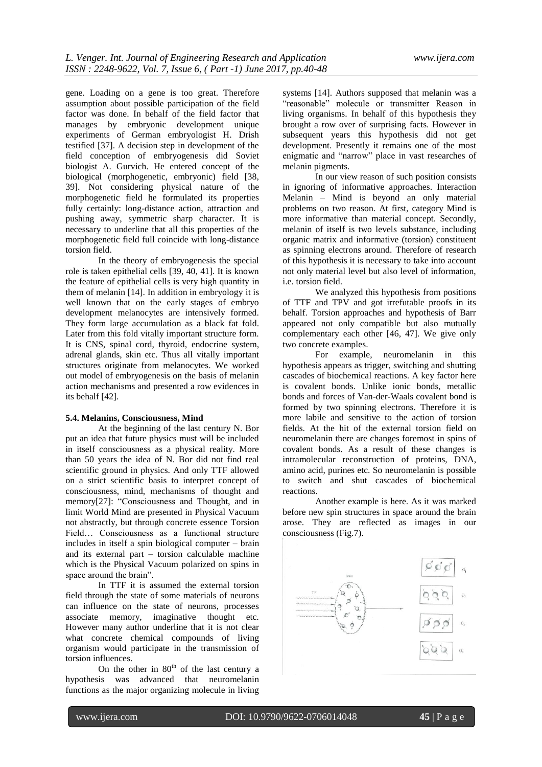gene. Loading on a gene is too great. Therefore assumption about possible participation of the field factor was done. In behalf of the field factor that manages by embryonic development unique experiments of German embryologist H. Drish testified [37]. A decision step in development of the field conception of embryogenesis did Soviet biologist A. Gurvich. He entered concept of the biological (morphogenetic, embryonic) field [38, 39]. Not considering physical nature of the morphogenetic field he formulated its properties fully certainly: long-distance action, attraction and pushing away, symmetric sharp character. It is necessary to underline that all this properties of the morphogenetic field full coincide with long-distance torsion field.

In the theory of embryogenesis the special role is taken epithelial cells [39, 40, 41]. It is known the feature of epithelial cells is very high quantity in them of melanin [14]. In addition in embryology it is well known that on the early stages of embryo development melanocytes are intensively formed. They form large accumulation as a black fat fold. Later from this fold vitally important structure form. It is CNS, spinal cord, thyroid, endocrine system, adrenal glands, skin etc. Thus all vitally important structures originate from melanocytes. We worked out model of embryogenesis on the basis of melanin action mechanisms and presented a row evidences in its behalf [42].

### 5.4. Melanins, Consciousness, Mind

At the beginning of the last century N. Bor put an idea that future physics must will be included in itself consciousness as a physical reality. More than 50 years the idea of N. Bor did not find real scientific ground in physics. And only TTF allowed on a strict scientific basis to interpret concept of consciousness, mind, mechanisms of thought and memory[27]: "Consciousness and Thought, and in limit World Mind are presented in Physical Vacuum not abstractly, but through concrete essence Torsion Field… Consciousness as a functional structure includes in itself a spin biological computer – brain and its external part – torsion calculable machine which is the Physical Vacuum polarized on spins in space around the brain".

In TTF it is assumed the external torsion field through the state of some materials of neurons can influence on the state of neurons, processes associate memory, imaginative thought etc. However many author underline that it is not clear what concrete chemical compounds of living organism would participate in the transmission of torsion influences.

On the other in 80[th] of the last century a hypothesis was advanced that neuromelanin functions as the major organizing molecule in living systems [14]. Authors supposed that melanin was a "reasonable" molecule or transmitter Reason in living organisms. In behalf of this hypothesis they brought a row over of surprising facts. However in subsequent years this hypothesis did not get development. Presently it remains one of the most enigmatic and "narrow" place in vast researches of melanin pigments.

In our view reason of such position consists in ignoring of informative approaches. Interaction Melanin – Mind is beyond an only material problems on two reason. At first, category Mind is more informative than material concept. Secondly, melanin of itself is two levels substance, including organic matrix and informative (torsion) constituent as spinning electrons around. Therefore of research of this hypothesis it is necessary to take into account not only material level but also level of information, i.e. torsion field.

We analyzed this hypothesis from positions of TTF and TPV and got irrefutable proofs in its behalf. Torsion approaches and hypothesis of Barr appeared not only compatible but also mutually complementary each other [46, 47]. We give only two concrete examples.

For example, neuromelanin in this hypothesis appears as trigger, switching and shutting cascades of biochemical reactions. A key factor here is covalent bonds. Unlike ionic bonds, metallic bonds and forces of Van-der-Waals covalent bond is formed by two spinning electrons. Therefore it is more labile and sensitive to the action of torsion fields. At the hit of the external torsion field on neuromelanin there are changes foremost in spins of covalent bonds. As a result of these changes is intramolecular reconstruction of proteins, DNA, amino acid, purines etc. So neuromelanin is possible to switch and shut cascades of biochemical reactions.

Another example is here. As it was marked before new spin structures in space around the brain arose. They are reflected as images in our consciousness (Fig.7).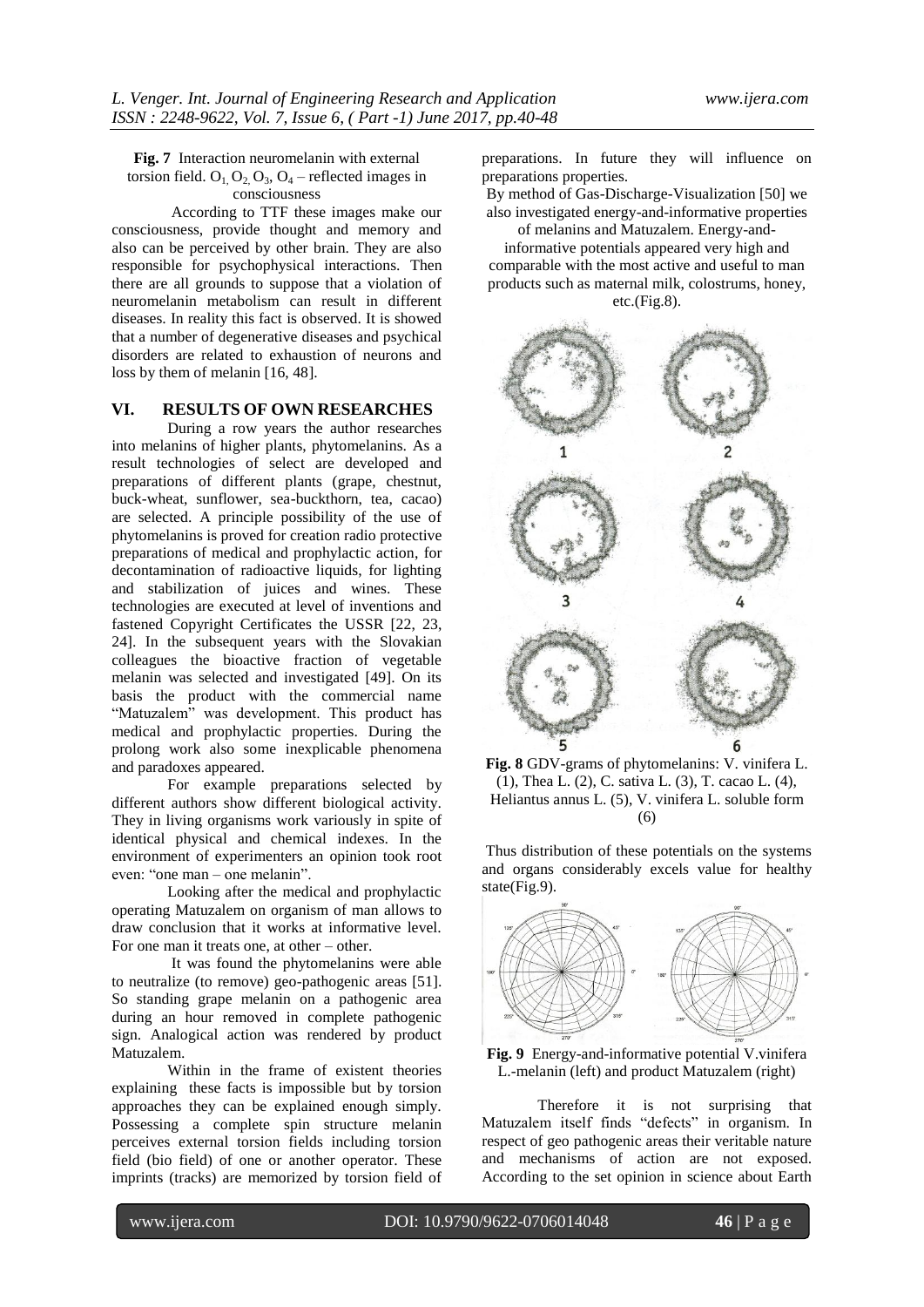**Fig. 7** Interaction neuromelanin with external torsion field. $O_1$, $O_2$, $O_3$, $O_4$ – reflected images in consciousness

According to TTF these images make our consciousness, provide thought and memory and also can be perceived by other brain. They are also responsible for psychophysical interactions. Then there are all grounds to suppose that a violation of neuromelanin metabolism can result in different diseases. In reality this fact is observed. It is showed that a number of degenerative diseases and psychical disorders are related to exhaustion of neurons and loss by them of melanin [16, 48].

## VI. RESULTS OF OWN RESEARCHES

During a row years the author researches into melanins of higher plants, phytomelanins. As a result technologies of select are developed and preparations of different plants (grape, chestnut, buck-wheat, sunflower, sea-buckthorn, tea, cacao) are selected. A principle possibility of the use of phytomelanins is proved for creation radio protective preparations of medical and prophylactic action, for decontamination of radioactive liquids, for lighting and stabilization of juices and wines. These technologies are executed at level of inventions and fastened Copyright Certificates the USSR [22, 23, 24]. In the subsequent years with the Slovakian colleagues the bioactive fraction of vegetable melanin was selected and investigated [49]. On its basis the product with the commercial name "Matuzalem" was development. This product has medical and prophylactic properties. During the prolong work also some inexplicable phenomena and paradoxes appeared.

For example preparations selected by different authors show different biological activity. They in living organisms work variously in spite of identical physical and chemical indexes. In the environment of experimenters an opinion took root even: "one man – one melanin".

Looking after the medical and prophylactic operating Matuzalem on organism of man allows to draw conclusion that it works at informative level. For one man it treats one, at other – other.

It was found the phytomelanins were able to neutralize (to remove) geo-pathogenic areas [51]. So standing grape melanin on a pathogenic area during an hour removed in complete pathogenic sign. Analogical action was rendered by product Matuzalem.

Within in the frame of existent theories explaining these facts is impossible but by torsion approaches they can be explained enough simply. Possessing a complete spin structure melanin perceives external torsion fields including torsion field (bio field) of one or another operator. These imprints (tracks) are memorized by torsion field of preparations. In future they will influence on preparations properties.

By method of Gas-Discharge-Visualization [50] we also investigated energy-and-informative properties of melanins and Matuzalem. Energy-and-informative potentials appeared very high and comparable with the most active and useful to man products such as maternal milk, colostrums, honey, etc.(Fig.8).

**Fig. 8** GDV-grams of phytomelanins: V. vinifera L. (1), Thea L. (2), C. sativa L. (3), T. cacao L. (4), Heliantus annus L. (5), V. vinifera L. soluble form (6)

Thus distribution of these potentials on the systems and organs considerably excels value for healthy state(Fig.9).

**Fig. 9** Energy-and-informative potential V.vinifera L.-melanin (left) and product Matuzalem (right)

Therefore it is not surprising that Matuzalem itself finds "defects" in organism. In respect of geo pathogenic areas their veritable nature and mechanisms of action are not exposed. According to the set opinion in science about Earth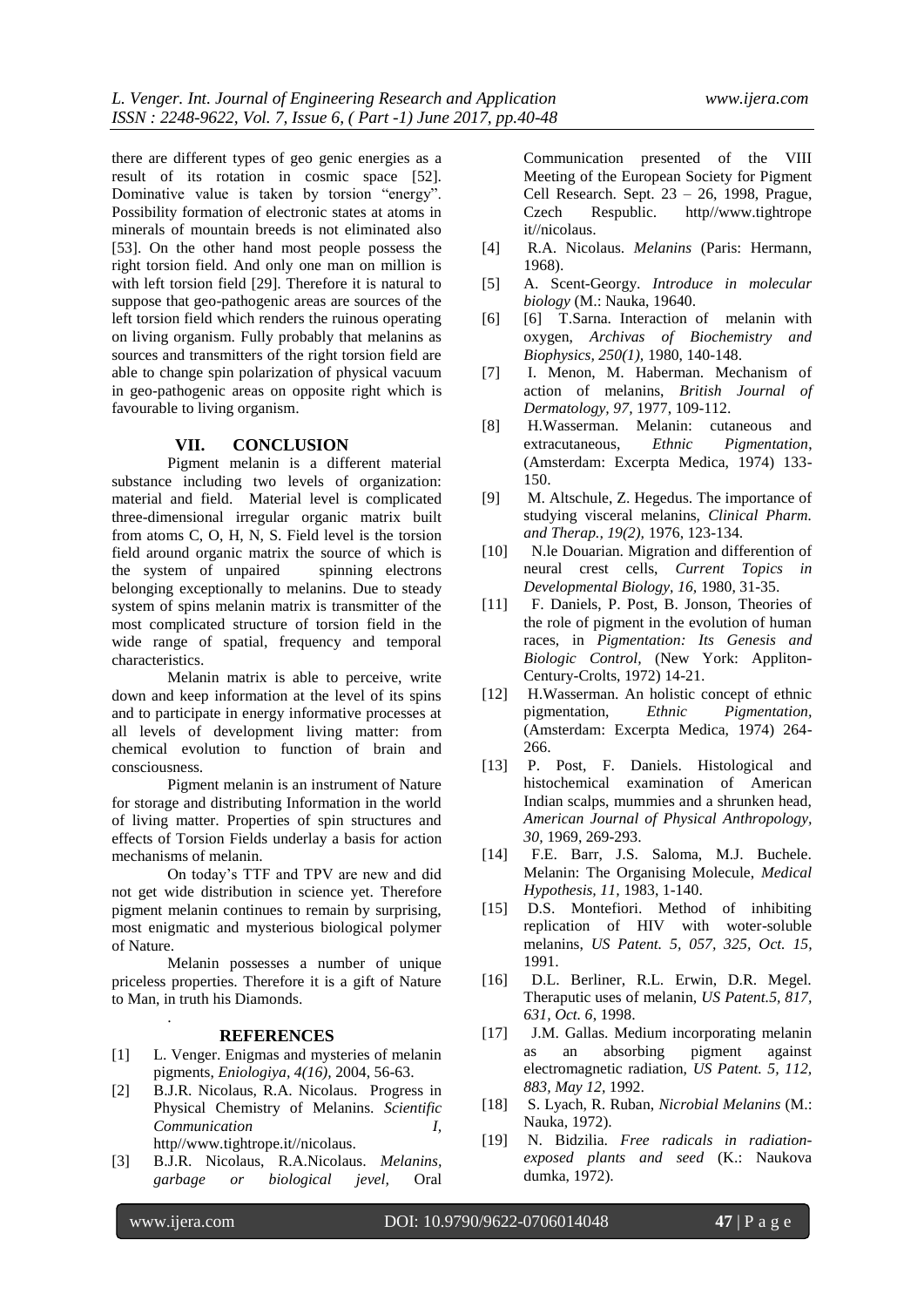there are different types of geo genic energies as a result of its rotation in cosmic space [52]. Dominative value is taken by torsion "energy". Possibility formation of electronic states at atoms in minerals of mountain breeds is not eliminated also [53]. On the other hand most people possess the right torsion field. And only one man on million is with left torsion field [29]. Therefore it is natural to suppose that geo-pathogenic areas are sources of the left torsion field which renders the ruinous operating on living organism. Fully probably that melanins as sources and transmitters of the right torsion field are able to change spin polarization of physical vacuum in geo-pathogenic areas on opposite right which is favourable to living organism.

## VII. CONCLUSION

Pigment melanin is a different material substance including two levels of organization: material and field. Material level is complicated three-dimensional irregular organic matrix built from atoms C, O, H, N, S. Field level is the torsion field around organic matrix the source of which is the system of unpaired spinning electrons belonging exceptionally to melanins. Due to steady system of spins melanin matrix is transmitter of the most complicated structure of torsion field in the wide range of spatial, frequency and temporal characteristics.

Melanin matrix is able to perceive, write down and keep information at the level of its spins and to participate in energy informative processes at all levels of development living matter: from chemical evolution to function of brain and consciousness.

Pigment melanin is an instrument of Nature for storage and distributing Information in the world of living matter. Properties of spin structures and effects of Torsion Fields underlay a basis for action mechanisms of melanin.

On today's TTF and TPV are new and did not get wide distribution in science yet. Therefore pigment melanin continues to remain by surprising, most enigmatic and mysterious biological polymer of Nature.

Melanin possesses a number of unique priceless properties. Therefore it is a gift of Nature to Man, in truth his Diamonds.

.

## REFERENCES

[1] L. Venger. Enigmas and mysteries of melanin pigments, *Eniologiya, 4(16),* 2004, 56-63.

[2] B.J.R. Nicolaus, R.A. Nicolaus. Progress in Physical Chemistry of Melanins. *Scientific Communication I*, http//www.tightrope.it//nicolaus.

[3] B.J.R. Nicolaus, R.A.Nicolaus. *Melanins, garbage or biological jevel*, Oral Communication presented of the VIII Meeting of the European Society for Pigment Cell Research. Sept. 23 – 26, 1998, Prague, Czech Respublic. http//www.tightrope it//nicolaus.

[4] R.A. Nicolaus. *Melanins* (Paris: Hermann, 1968).

[5] A. Scent-Georgy. *Introduce in molecular biology* (M.: Nauka, 19640.

[6] [6] T.Sarna. Interaction of melanin with oxygen, *Archivas of Biochemistry and Biophysics, 250(1),* 1980, 140-148.

[7] I. Menon, M. Haberman. Mechanism of action of melanins, *British Journal of Dermatology, 97,* 1977, 109-112.

[8] H.Wasserman. Melanin: cutaneous and extracutaneous, *Ethnic Pigmentation*, (Amsterdam: Excerpta Medica, 1974) 133-150.

[9] M. Altschule, Z. Hegedus. The importance of studying visceral melanins, *Clinical Pharm. and Therap., 19(2),* 1976, 123-134.

[10] N.le Douarian. Migration and differention of neural crest cells, *Current Topics in Developmental Biology, 16,* 1980, 31-35.

[11] F. Daniels, P. Post, B. Jonson, Theories of the role of pigment in the evolution of human races, in *Pigmentation: Its Genesis and Biologic Control,* (New York: Appliton-Century-Crolts, 1972) 14-21.

[12] H.Wasserman. An holistic concept of ethnic pigmentation, *Ethnic Pigmentation*, (Amsterdam: Excerpta Medica, 1974) 264-266.

[13] P. Post, F. Daniels. Histological and histochemical examination of American Indian scalps, mummies and a shrunken head, *American Journal of Physical Anthropology, 30,* 1969, 269-293.

[14] F.E. Barr, J.S. Saloma, M.J. Buchele. Melanin: The Organising Molecule, *Medical Hypothesis, 11,* 1983, 1-140.

[15] D.S. Montefiori. Method of inhibiting replication of HIV with woter-soluble melanins, *US Patent. 5, 057, 325, Oct. 15,* 1991.

[16] D.L. Berliner, R.L. Erwin, D.R. Megel. Theraputic uses of melanin, *US Patent.5, 817, 631, Oct. 6,* 1998.

[17] J.M. Gallas. Medium incorporating melanin as an absorbing pigment against electromagnetic radiation, *US Patent. 5, 112, 883, May 12,* 1992.

[18] S. Lyach, R. Ruban, *Nicrobial Melanins* (M.: Nauka, 1972).

[19] N. Bidzilia. *Free radicals in radiation-exposed plants and seed* (K.: Naukova dumka, 1972).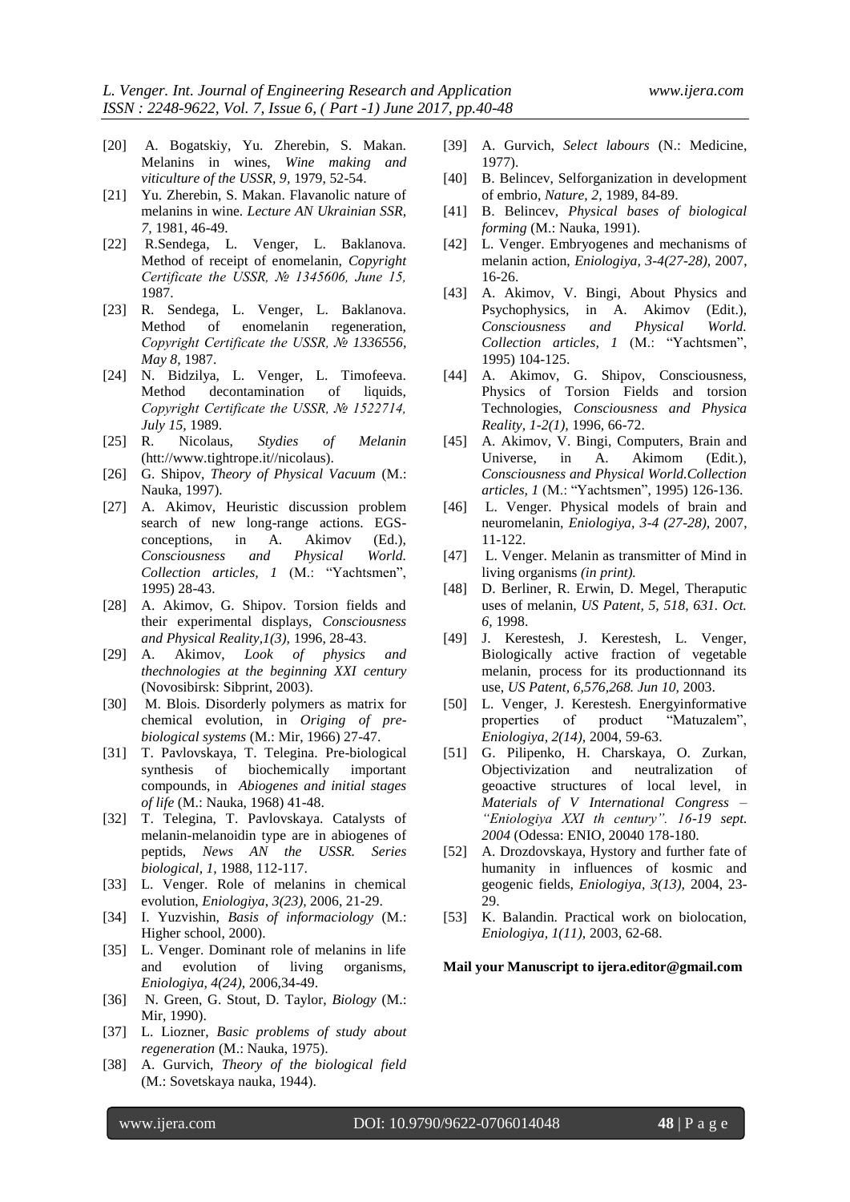[20] A. Bogatskiy, Yu. Zherebin, S. Makan. Melanins in wines, *Wine making and viticulture of the USSR, 9,* 1979, 52-54.

[21] Yu. Zherebin, S. Makan. Flavanolic nature of melanins in wine. *Lecture AN Ukrainian SSR, 7,* 1981, 46-49.

[22] R.Sendega, L. Venger, L. Baklanova. Method of receipt of enomelanin, *Copyright Certificate the USSR, № 1345606, June 15,* 1987.

[23] R. Sendega, L. Venger, L. Baklanova. Method of enomelanin regeneration, *Copyright Certificate the USSR, № 1336556, May 8,* 1987.

[24] N. Bidzilya, L. Venger, L. Timofeeva. Method decontamination of liquids, *Copyright Certificate the USSR, № 1522714, July 15,* 1989.

[25] R. Nicolaus, *Stydies of Melanin* (htt://www.tightrope.it//nicolaus).

[26] G. Shipov, *Theory of Physical Vacuum* (M.: Nauka, 1997).

[27] A. Akimov, Heuristic discussion problem search of new long-range actions. EGS-conceptions, in A. Akimov (Ed.), *Consciousness and Physical World. Collection articles, 1* (M.: "Yachtsmen", 1995) 28-43.

[28] A. Akimov, G. Shipov. Torsion fields and their experimental displays, *Consciousness and Physical Reality,1(3),* 1996, 28-43.

[29] A. Akimov, *Look of physics and thechnologies at the beginning XXI century* (Novosibirsk: Sibprint, 2003).

[30] M. Blois. Disorderly polymers as matrix for chemical evolution, in *Origing of pre-biological systems* (M.: Mir, 1966) 27-47.

[31] T. Pavlovskaya, T. Telegina. Pre-biological synthesis of biochemically important compounds, in *Abiogenes and initial stages of life* (M.: Nauka, 1968) 41-48.

[32] T. Telegina, T. Pavlovskaya. Catalysts of melanin-melanoidin type are in abiogenes of peptids, *News AN the USSR. Series biological, 1,* 1988, 112-117.

[33] L. Venger. Role of melanins in chemical evolution, *Eniologiya, 3(23),* 2006, 21-29.

[34] I. Yuzvishin, *Basis of informaciology* (M.: Higher school, 2000).

[35] L. Venger. Dominant role of melanins in life and evolution of living organisms, *Eniologiya, 4(24),* 2006,34-49.

[36] N. Green, G. Stout, D. Taylor, *Biology* (M.: Mir, 1990).

[37] L. Liozner, *Basic problems of study about regeneration* (M.: Nauka, 1975).

[38] A. Gurvich, *Theory of the biological field* (M.: Sovetskaya nauka, 1944).

[39] A. Gurvich, *Select labours* (N.: Medicine, 1977).

[40] B. Belincev, Selforganization in development of embrio, *Nature, 2,* 1989, 84-89.

[41] B. Belincev, *Physical bases of biological forming* (M.: Nauka, 1991).

[42] L. Venger. Embryogenes and mechanisms of melanin action, *Eniologiya, 3-4(27-28),* 2007, 16-26.

[43] A. Akimov, V. Bingi, About Physics and Psychophysics, in A. Akimov (Edit.), *Consciousness and Physical World. Collection articles, 1* (M.: "Yachtsmen", 1995) 104-125.

[44] A. Akimov, G. Shipov, Consciousness, Physics of Torsion Fields and torsion Technologies, *Consciousness and Physica Reality, 1-2(1),* 1996, 66-72.

[45] A. Akimov, V. Bingi, Computers, Brain and Universe, in A. Akimom (Edit.), *Consciousness and Physical World.Collection articles, 1* (M.: "Yachtsmen", 1995) 126-136.

[46] L. Venger. Physical models of brain and neuromelanin, *Eniologiya, 3-4 (27-28),* 2007, 11-122.

[47] L. Venger. Melanin as transmitter of Mind in living organisms *(in print).*

[48] D. Berliner, R. Erwin, D. Megel, Theraputic uses of melanin, *US Patent, 5, 518, 631. Oct. 6,* 1998.

[49] J. Kerestesh, J. Kerestesh, L. Venger, Biologically active fraction of vegetable melanin, process for its productionnand its use, *US Patent, 6,576,268. Jun 10,* 2003.

[50] L. Venger, J. Kerestesh. Energyinformative properties of product "Matuzalem", *Eniologiya, 2(14),* 2004, 59-63.

[51] G. Pilipenko, H. Charskaya, O. Zurkan, Objectivization and neutralization of geoactive structures of local level, in *Materials of V International Congress – "Eniologiya XXI th century". 16-19 sept. 2004* (Odessa: ENIO, 20040 178-180.

[52] A. Drozdovskaya, Hystory and further fate of humanity in influences of kosmic and geogenic fields, *Eniologiya, 3(13),* 2004, 23-29.

[53] K. Balandin. Practical work on biolocation, *Eniologiya, 1(11),* 2003, 62-68.

**Mail your Manuscript to ijera.editor@gmail.com**